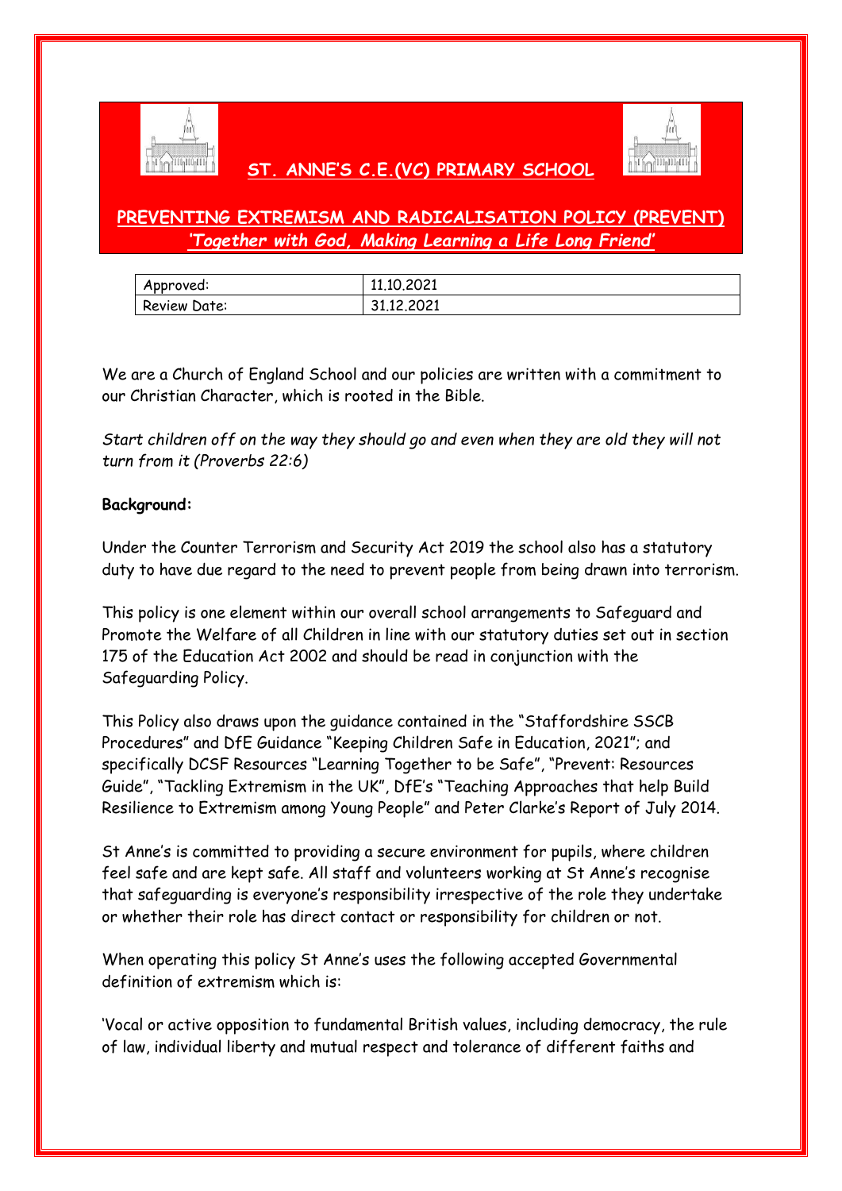# ST. ANNE'S C.E.(VC) PRIMARY SCHOOL

## PREVENTING EXTREMISM AND RADICALISATION POLICY (PREVENT)

***'Together with God, Making Learning a Life Long Friend'***

| Approved: | 11.10.2021 |
|---|---|
| Review Date: | 31.12.2021 |

We are a Church of England School and our policies are written with a commitment to our Christian Character, which is rooted in the Bible.

*Start children off on the way they should go and even when they are old they will not turn from it (Proverbs 22:6)*

**Background:**

Under the Counter Terrorism and Security Act 2019 the school also has a statutory duty to have due regard to the need to prevent people from being drawn into terrorism.

This policy is one element within our overall school arrangements to Safeguard and Promote the Welfare of all Children in line with our statutory duties set out in section 175 of the Education Act 2002 and should be read in conjunction with the Safeguarding Policy.

This Policy also draws upon the guidance contained in the "Staffordshire SSCB Procedures" and DfE Guidance "Keeping Children Safe in Education, 2021"; and specifically DCSF Resources "Learning Together to be Safe", "Prevent: Resources Guide", "Tackling Extremism in the UK", DfE's "Teaching Approaches that help Build Resilience to Extremism among Young People" and Peter Clarke's Report of July 2014.

St Anne's is committed to providing a secure environment for pupils, where children feel safe and are kept safe. All staff and volunteers working at St Anne's recognise that safeguarding is everyone's responsibility irrespective of the role they undertake or whether their role has direct contact or responsibility for children or not.

When operating this policy St Anne's uses the following accepted Governmental definition of extremism which is:

'Vocal or active opposition to fundamental British values, including democracy, the rule of law, individual liberty and mutual respect and tolerance of different faiths and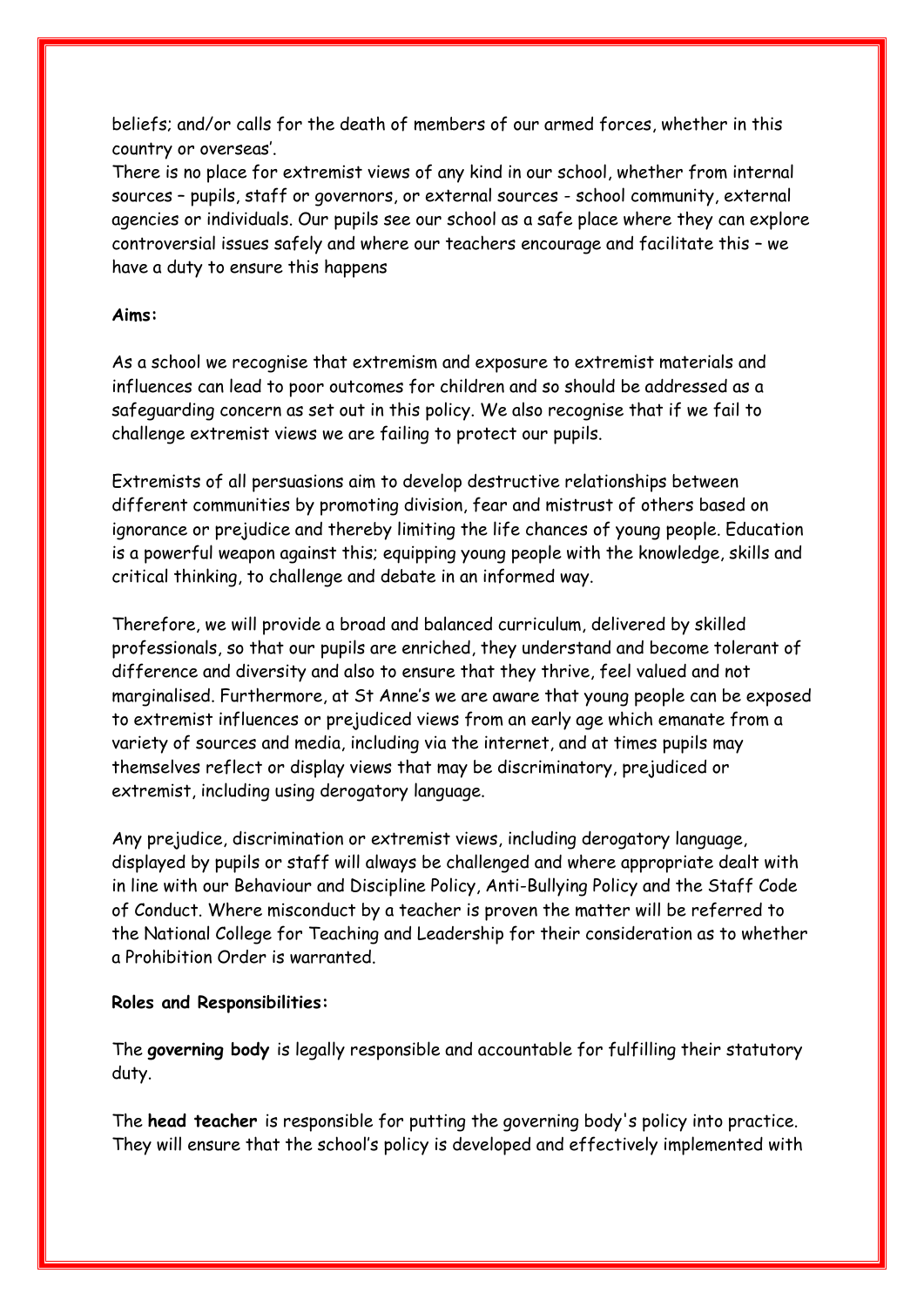beliefs; and/or calls for the death of members of our armed forces, whether in this country or overseas'.

There is no place for extremist views of any kind in our school, whether from internal sources – pupils, staff or governors, or external sources - school community, external agencies or individuals. Our pupils see our school as a safe place where they can explore controversial issues safely and where our teachers encourage and facilitate this – we have a duty to ensure this happens

**Aims:**

As a school we recognise that extremism and exposure to extremist materials and influences can lead to poor outcomes for children and so should be addressed as a safeguarding concern as set out in this policy. We also recognise that if we fail to challenge extremist views we are failing to protect our pupils.

Extremists of all persuasions aim to develop destructive relationships between different communities by promoting division, fear and mistrust of others based on ignorance or prejudice and thereby limiting the life chances of young people. Education is a powerful weapon against this; equipping young people with the knowledge, skills and critical thinking, to challenge and debate in an informed way.

Therefore, we will provide a broad and balanced curriculum, delivered by skilled professionals, so that our pupils are enriched, they understand and become tolerant of difference and diversity and also to ensure that they thrive, feel valued and not marginalised. Furthermore, at St Anne's we are aware that young people can be exposed to extremist influences or prejudiced views from an early age which emanate from a variety of sources and media, including via the internet, and at times pupils may themselves reflect or display views that may be discriminatory, prejudiced or extremist, including using derogatory language.

Any prejudice, discrimination or extremist views, including derogatory language, displayed by pupils or staff will always be challenged and where appropriate dealt with in line with our Behaviour and Discipline Policy, Anti-Bullying Policy and the Staff Code of Conduct. Where misconduct by a teacher is proven the matter will be referred to the National College for Teaching and Leadership for their consideration as to whether a Prohibition Order is warranted.

**Roles and Responsibilities:**

The **governing body** is legally responsible and accountable for fulfilling their statutory duty.

The **head teacher** is responsible for putting the governing body's policy into practice. They will ensure that the school's policy is developed and effectively implemented with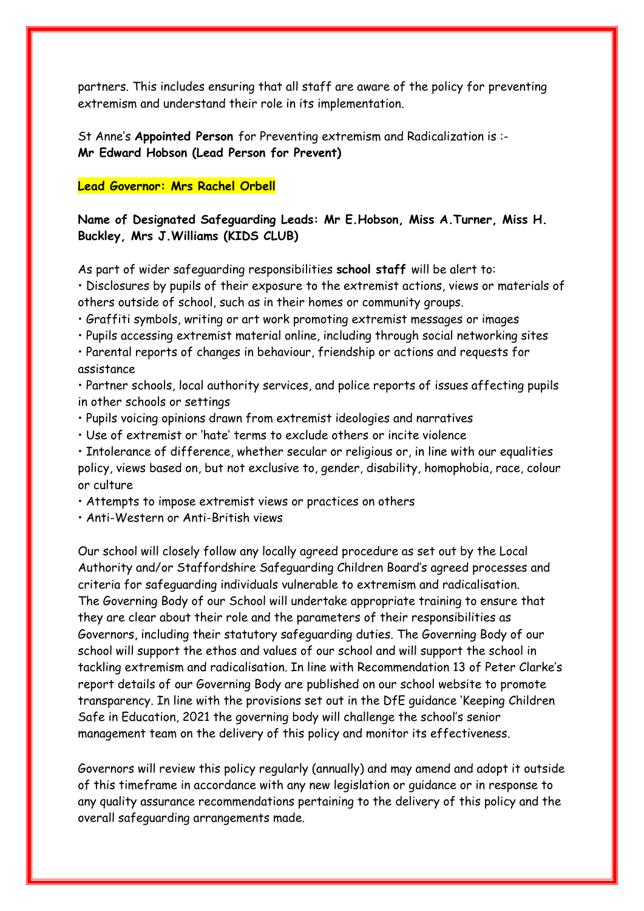partners. This includes ensuring that all staff are aware of the policy for preventing extremism and understand their role in its implementation.

St Anne's **Appointed Person** for Preventing extremism and Radicalization is :-
**Mr Edward Hobson (Lead Person for Prevent)**

**Lead Governor: Mrs Rachel Orbell**

**Name of Designated Safeguarding Leads: Mr E.Hobson, Miss A.Turner, Miss H. Buckley, Mrs J.Williams (KIDS CLUB)**

As part of wider safeguarding responsibilities **school staff** will be alert to:

- Disclosures by pupils of their exposure to the extremist actions, views or materials of others outside of school, such as in their homes or community groups.
- Graffiti symbols, writing or art work promoting extremist messages or images
- Pupils accessing extremist material online, including through social networking sites
- Parental reports of changes in behaviour, friendship or actions and requests for assistance
- Partner schools, local authority services, and police reports of issues affecting pupils in other schools or settings
- Pupils voicing opinions drawn from extremist ideologies and narratives
- Use of extremist or 'hate' terms to exclude others or incite violence
- Intolerance of difference, whether secular or religious or, in line with our equalities policy, views based on, but not exclusive to, gender, disability, homophobia, race, colour or culture
- Attempts to impose extremist views or practices on others
- Anti-Western or Anti-British views

Our school will closely follow any locally agreed procedure as set out by the Local Authority and/or Staffordshire Safeguarding Children Board's agreed processes and criteria for safeguarding individuals vulnerable to extremism and radicalisation.
The Governing Body of our School will undertake appropriate training to ensure that they are clear about their role and the parameters of their responsibilities as Governors, including their statutory safeguarding duties. The Governing Body of our school will support the ethos and values of our school and will support the school in tackling extremism and radicalisation. In line with Recommendation 13 of Peter Clarke's report details of our Governing Body are published on our school website to promote transparency. In line with the provisions set out in the DfE guidance 'Keeping Children Safe in Education, 2021 the governing body will challenge the school's senior management team on the delivery of this policy and monitor its effectiveness.

Governors will review this policy regularly (annually) and may amend and adopt it outside of this timeframe in accordance with any new legislation or guidance or in response to any quality assurance recommendations pertaining to the delivery of this policy and the overall safeguarding arrangements made.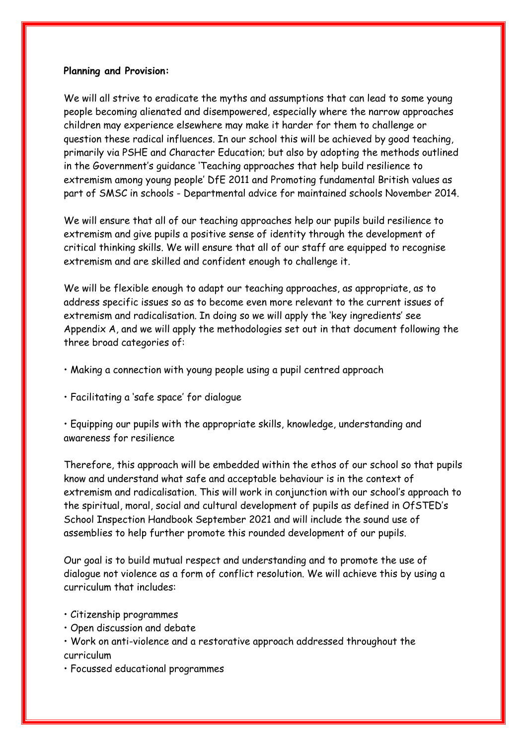**Planning and Provision:**

We will all strive to eradicate the myths and assumptions that can lead to some young people becoming alienated and disempowered, especially where the narrow approaches children may experience elsewhere may make it harder for them to challenge or question these radical influences. In our school this will be achieved by good teaching, primarily via PSHE and Character Education; but also by adopting the methods outlined in the Government's guidance 'Teaching approaches that help build resilience to extremism among young people' DfE 2011 and Promoting fundamental British values as part of SMSC in schools - Departmental advice for maintained schools November 2014.

We will ensure that all of our teaching approaches help our pupils build resilience to extremism and give pupils a positive sense of identity through the development of critical thinking skills. We will ensure that all of our staff are equipped to recognise extremism and are skilled and confident enough to challenge it.

We will be flexible enough to adapt our teaching approaches, as appropriate, as to address specific issues so as to become even more relevant to the current issues of extremism and radicalisation. In doing so we will apply the 'key ingredients' see Appendix A, and we will apply the methodologies set out in that document following the three broad categories of:

- Making a connection with young people using a pupil centred approach
- Facilitating a 'safe space' for dialogue
- Equipping our pupils with the appropriate skills, knowledge, understanding and awareness for resilience

Therefore, this approach will be embedded within the ethos of our school so that pupils know and understand what safe and acceptable behaviour is in the context of extremism and radicalisation. This will work in conjunction with our school's approach to the spiritual, moral, social and cultural development of pupils as defined in OfSTED's School Inspection Handbook September 2021 and will include the sound use of assemblies to help further promote this rounded development of our pupils.

Our goal is to build mutual respect and understanding and to promote the use of dialogue not violence as a form of conflict resolution. We will achieve this by using a curriculum that includes:

- Citizenship programmes
- Open discussion and debate
- Work on anti-violence and a restorative approach addressed throughout the curriculum
- Focussed educational programmes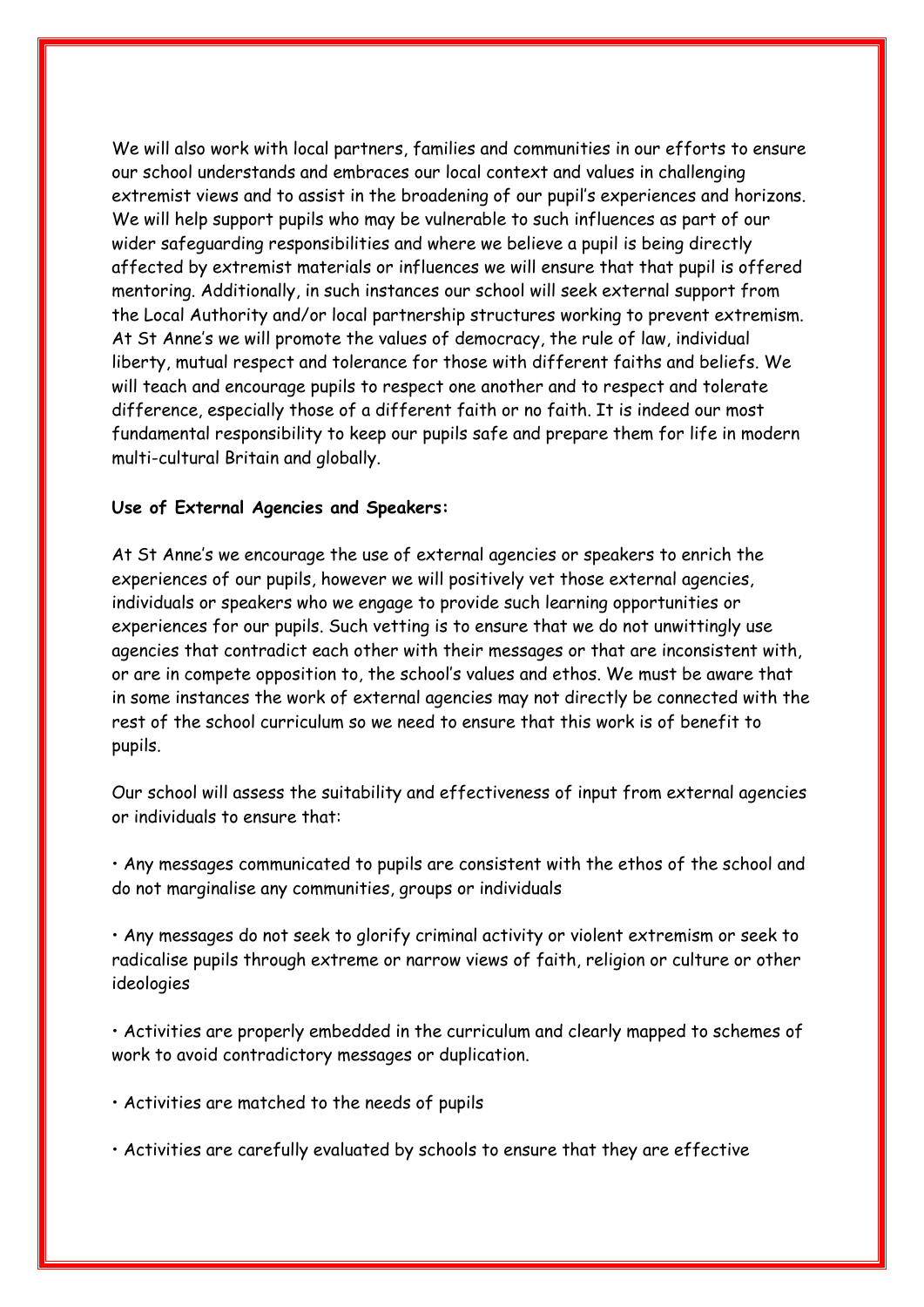We will also work with local partners, families and communities in our efforts to ensure our school understands and embraces our local context and values in challenging extremist views and to assist in the broadening of our pupil's experiences and horizons. We will help support pupils who may be vulnerable to such influences as part of our wider safeguarding responsibilities and where we believe a pupil is being directly affected by extremist materials or influences we will ensure that that pupil is offered mentoring. Additionally, in such instances our school will seek external support from the Local Authority and/or local partnership structures working to prevent extremism. At St Anne's we will promote the values of democracy, the rule of law, individual liberty, mutual respect and tolerance for those with different faiths and beliefs. We will teach and encourage pupils to respect one another and to respect and tolerate difference, especially those of a different faith or no faith. It is indeed our most fundamental responsibility to keep our pupils safe and prepare them for life in modern multi-cultural Britain and globally.

**Use of External Agencies and Speakers:**

At St Anne's we encourage the use of external agencies or speakers to enrich the experiences of our pupils, however we will positively vet those external agencies, individuals or speakers who we engage to provide such learning opportunities or experiences for our pupils. Such vetting is to ensure that we do not unwittingly use agencies that contradict each other with their messages or that are inconsistent with, or are in compete opposition to, the school's values and ethos. We must be aware that in some instances the work of external agencies may not directly be connected with the rest of the school curriculum so we need to ensure that this work is of benefit to pupils.

Our school will assess the suitability and effectiveness of input from external agencies or individuals to ensure that:

- Any messages communicated to pupils are consistent with the ethos of the school and do not marginalise any communities, groups or individuals
- Any messages do not seek to glorify criminal activity or violent extremism or seek to radicalise pupils through extreme or narrow views of faith, religion or culture or other ideologies
- Activities are properly embedded in the curriculum and clearly mapped to schemes of work to avoid contradictory messages or duplication.
- Activities are matched to the needs of pupils
- Activities are carefully evaluated by schools to ensure that they are effective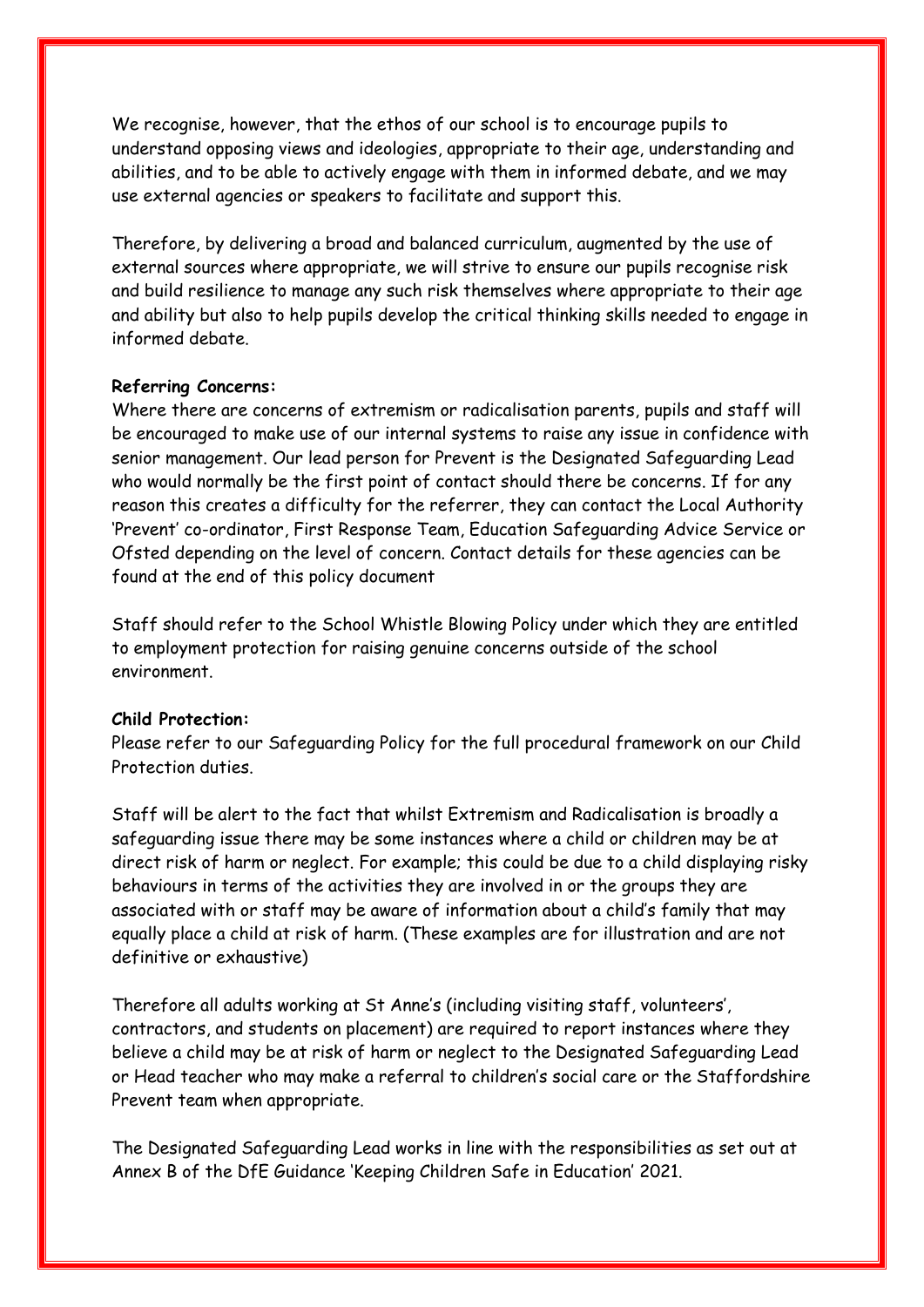We recognise, however, that the ethos of our school is to encourage pupils to understand opposing views and ideologies, appropriate to their age, understanding and abilities, and to be able to actively engage with them in informed debate, and we may use external agencies or speakers to facilitate and support this.

Therefore, by delivering a broad and balanced curriculum, augmented by the use of external sources where appropriate, we will strive to ensure our pupils recognise risk and build resilience to manage any such risk themselves where appropriate to their age and ability but also to help pupils develop the critical thinking skills needed to engage in informed debate.

**Referring Concerns:**

Where there are concerns of extremism or radicalisation parents, pupils and staff will be encouraged to make use of our internal systems to raise any issue in confidence with senior management. Our lead person for Prevent is the Designated Safeguarding Lead who would normally be the first point of contact should there be concerns. If for any reason this creates a difficulty for the referrer, they can contact the Local Authority 'Prevent' co-ordinator, First Response Team, Education Safeguarding Advice Service or Ofsted depending on the level of concern. Contact details for these agencies can be found at the end of this policy document

Staff should refer to the School Whistle Blowing Policy under which they are entitled to employment protection for raising genuine concerns outside of the school environment.

**Child Protection:**

Please refer to our Safeguarding Policy for the full procedural framework on our Child Protection duties.

Staff will be alert to the fact that whilst Extremism and Radicalisation is broadly a safeguarding issue there may be some instances where a child or children may be at direct risk of harm or neglect. For example; this could be due to a child displaying risky behaviours in terms of the activities they are involved in or the groups they are associated with or staff may be aware of information about a child's family that may equally place a child at risk of harm. (These examples are for illustration and are not definitive or exhaustive)

Therefore all adults working at St Anne's (including visiting staff, volunteers', contractors, and students on placement) are required to report instances where they believe a child may be at risk of harm or neglect to the Designated Safeguarding Lead or Head teacher who may make a referral to children's social care or the Staffordshire Prevent team when appropriate.

The Designated Safeguarding Lead works in line with the responsibilities as set out at Annex B of the DfE Guidance 'Keeping Children Safe in Education' 2021.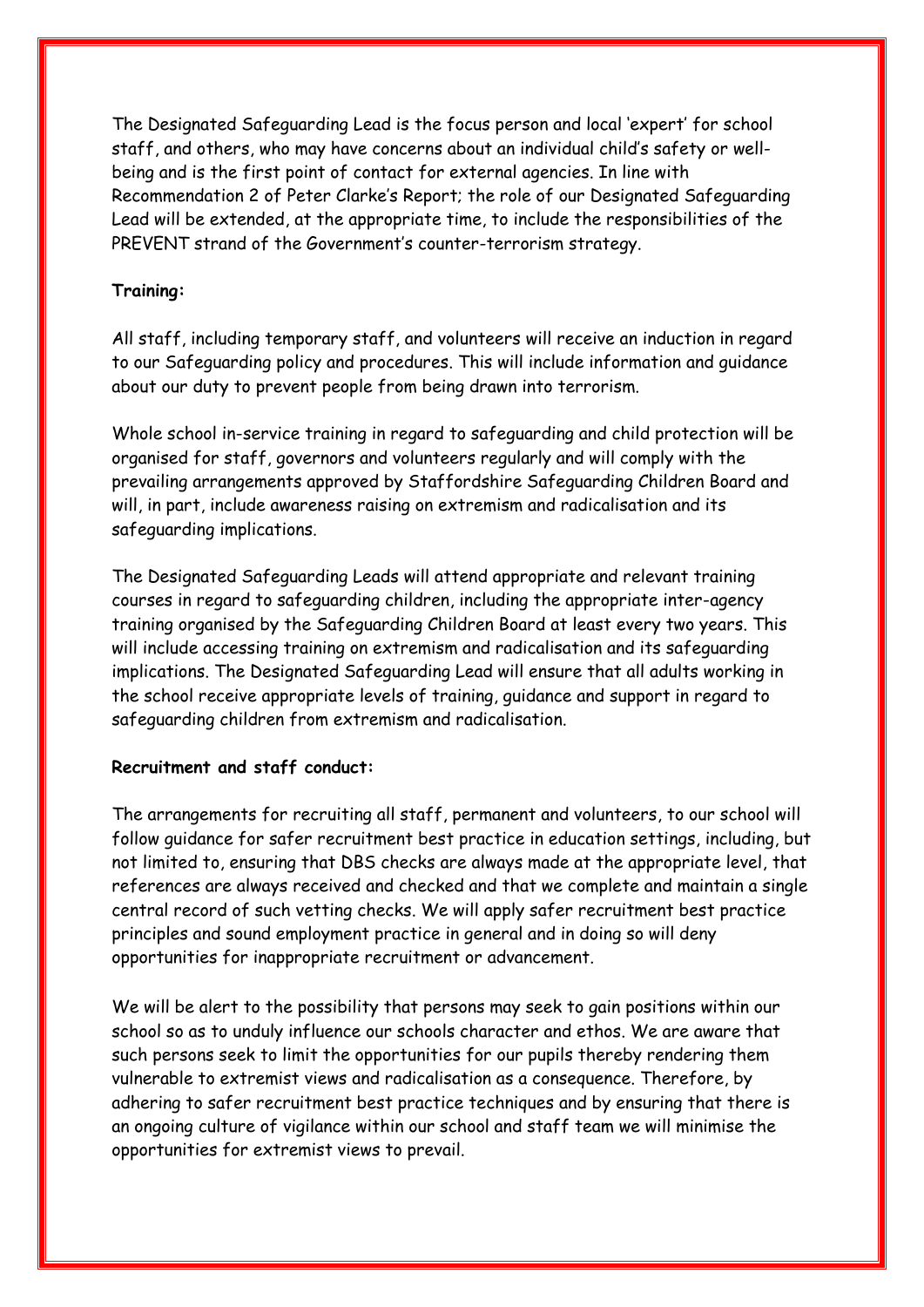The Designated Safeguarding Lead is the focus person and local 'expert' for school staff, and others, who may have concerns about an individual child's safety or well-being and is the first point of contact for external agencies. In line with Recommendation 2 of Peter Clarke's Report; the role of our Designated Safeguarding Lead will be extended, at the appropriate time, to include the responsibilities of the PREVENT strand of the Government's counter-terrorism strategy.

**Training:**

All staff, including temporary staff, and volunteers will receive an induction in regard to our Safeguarding policy and procedures. This will include information and guidance about our duty to prevent people from being drawn into terrorism.

Whole school in-service training in regard to safeguarding and child protection will be organised for staff, governors and volunteers regularly and will comply with the prevailing arrangements approved by Staffordshire Safeguarding Children Board and will, in part, include awareness raising on extremism and radicalisation and its safeguarding implications.

The Designated Safeguarding Leads will attend appropriate and relevant training courses in regard to safeguarding children, including the appropriate inter-agency training organised by the Safeguarding Children Board at least every two years. This will include accessing training on extremism and radicalisation and its safeguarding implications. The Designated Safeguarding Lead will ensure that all adults working in the school receive appropriate levels of training, guidance and support in regard to safeguarding children from extremism and radicalisation.

**Recruitment and staff conduct:**

The arrangements for recruiting all staff, permanent and volunteers, to our school will follow guidance for safer recruitment best practice in education settings, including, but not limited to, ensuring that DBS checks are always made at the appropriate level, that references are always received and checked and that we complete and maintain a single central record of such vetting checks. We will apply safer recruitment best practice principles and sound employment practice in general and in doing so will deny opportunities for inappropriate recruitment or advancement.

We will be alert to the possibility that persons may seek to gain positions within our school so as to unduly influence our schools character and ethos. We are aware that such persons seek to limit the opportunities for our pupils thereby rendering them vulnerable to extremist views and radicalisation as a consequence. Therefore, by adhering to safer recruitment best practice techniques and by ensuring that there is an ongoing culture of vigilance within our school and staff team we will minimise the opportunities for extremist views to prevail.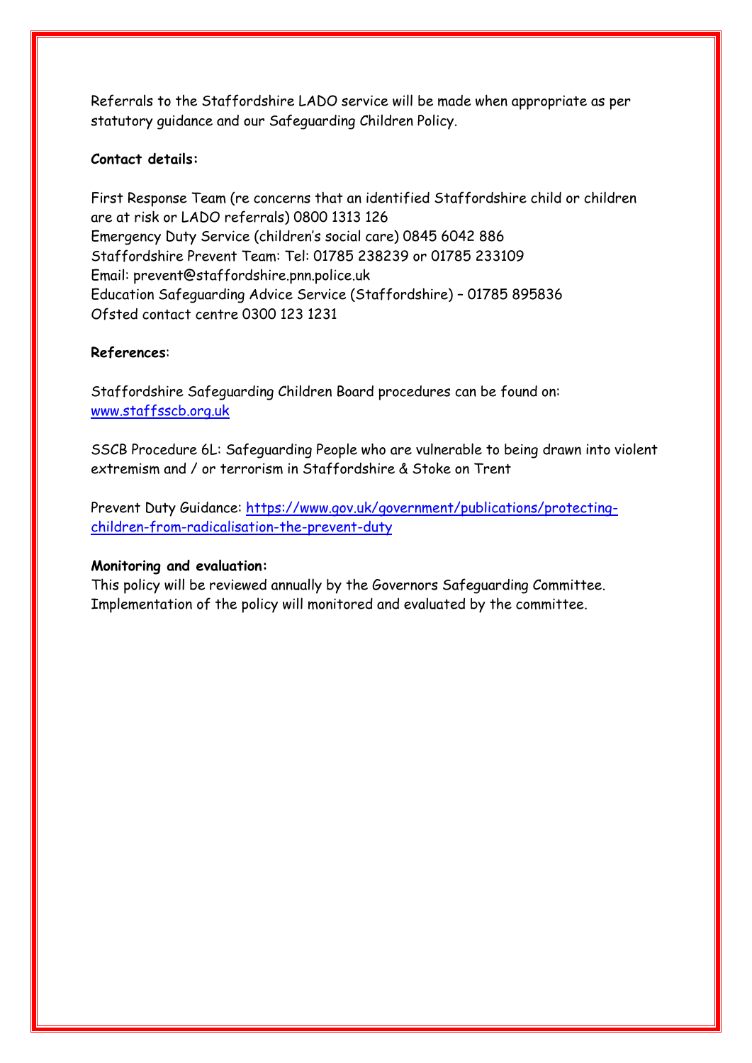Referrals to the Staffordshire LADO service will be made when appropriate as per statutory guidance and our Safeguarding Children Policy.

**Contact details:**

First Response Team (re concerns that an identified Staffordshire child or children are at risk or LADO referrals) 0800 1313 126
Emergency Duty Service (children's social care) 0845 6042 886
Staffordshire Prevent Team: Tel: 01785 238239 or 01785 233109
Email: prevent@staffordshire.pnn.police.uk
Education Safeguarding Advice Service (Staffordshire) – 01785 895836
Ofsted contact centre 0300 123 1231

**References**:

Staffordshire Safeguarding Children Board procedures can be found on: [www.staffsscb.org.uk](www.staffsscb.org.uk)

SSCB Procedure 6L: Safeguarding People who are vulnerable to being drawn into violent extremism and / or terrorism in Staffordshire & Stoke on Trent

Prevent Duty Guidance: [https://www.gov.uk/government/publications/protecting-children-from-radicalisation-the-prevent-duty](https://www.gov.uk/government/publications/protecting-children-from-radicalisation-the-prevent-duty)

**Monitoring and evaluation:**
This policy will be reviewed annually by the Governors Safeguarding Committee. Implementation of the policy will monitored and evaluated by the committee.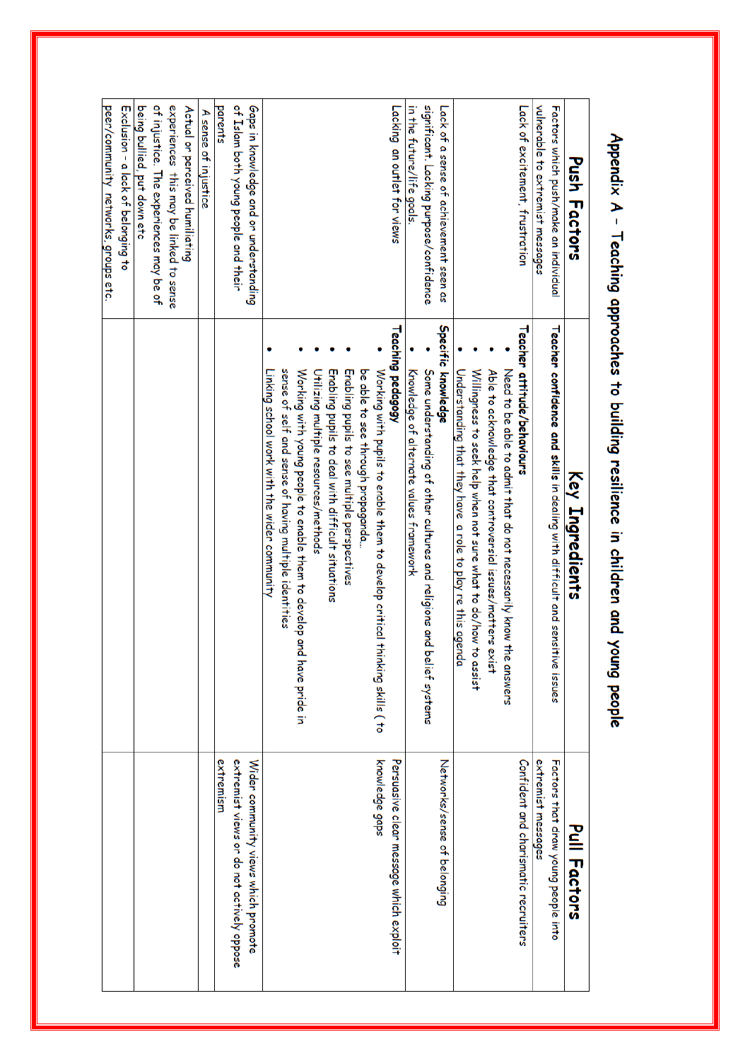# Appendix A – Teaching approaches to building resilience in children and young people

| Push Factors | Key Ingredients | Pull Factors |
|---|---|---|
| Factors which push/make an individual vulnerable to extremist messages | **Teacher confidence and skills in dealing with difficult and sensitive issues** | Factors that draw young people into extremist messages |
| Lack of excitement, frustration | **Teacher attitude/behaviours**<br>• Need to be able to admit that do not necessarily know the answers<br>• Able to acknowledge that controversial issues/matters exist<br>• Willingness to seek help when not sure what to do/how to assist<br>• Understanding that they have a role to play re this agenda | Confident and charismatic recruiters |
| Lack of a sense of achievement seen as significant. Lacking purpose/confidence in the future/life goals. | **Specific knowledge**<br>• Some understanding of other cultures and religions and belief systems<br>• Knowledge of alternate values framework | Networks/sense of belonging |
| Lacking an outlet for views | **Teaching pedagogy**<br>• Working with pupils to enable them to develop critical thinking skills ( to be able to see through propaganda…<br>• Enabling pupils to see multiple perspectives<br>• Enabling pupils to deal with difficult situations<br>• Utilizing multiple resources/methods<br>• Working with young people to enable them to develop and have pride in sense of self and sense of having multiple identities<br>• Linking school work with the wider community | Persuasive clear message which exploit knowledge gaps |
| Gaps in knowledge and or understanding of Islam both young people and their parents | | Wider community views which promote extremist views or do not actively oppose extremism |
| A sense of injustice | | |
| Actual or perceived humiliating experiences this may be linked to sense of injustice. The experiences may be of being bullied, put down etc | | |
| Exclusion - a lack of belonging to peer/community networks, groups etc. | | |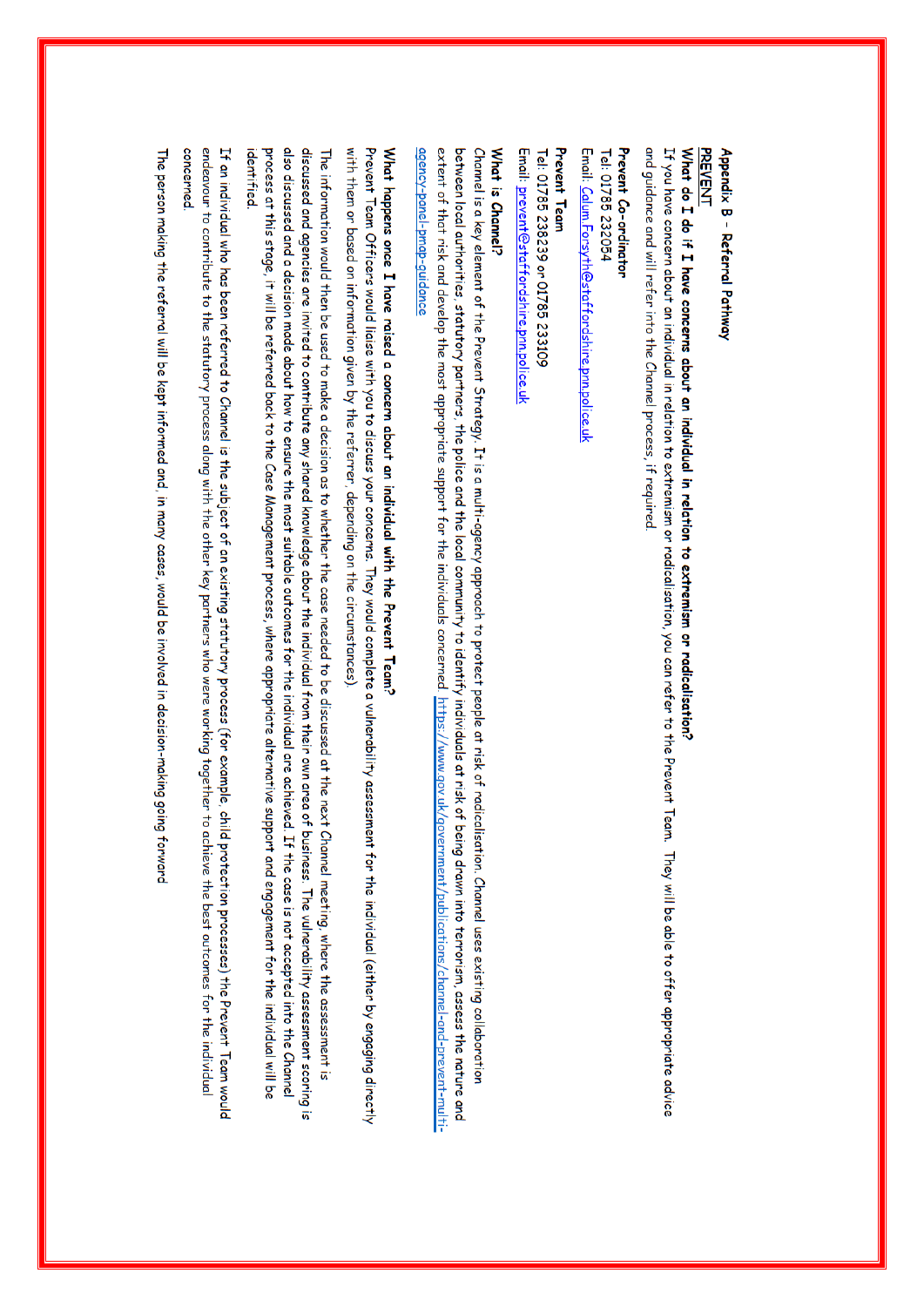**Appendix B – Referral Pathway**

**PREVENT**

**What do I do if I have concerns about an individual in relation to extremism or radicalisation?**

If you have concern about an individual in relation to extremism or radicalisation, you can refer to the Prevent Team. They will be able to offer appropriate advice and guidance and will refer into the Channel process, if required.

**Prevent Co-ordinator**

Tel: 01785 232054

Email: Calum.Forsyth@staffordshire.pnn.police.uk

**Prevent Team**

Tel: 01785 238239 or 01785 233109

Email: prevent@staffordshire.pnn.police.uk

**What is Channel?**

Channel is a key element of the Prevent Strategy. It is a multi-agency approach to protect people at risk of radicalisation. Channel uses existing collaboration between local authorities, statutory partners, the police and the local community to identify individuals at risk of being drawn into terrorism, assess the nature and extent of that risk and develop the most appropriate support for the individuals concerned. https://www.gov.uk/government/publications/channel-and-prevent-multi-agency-panel-pmap-guidance

**What happens once I have raised a concern about an individual with the Prevent Team?**

Prevent Team Officers would liaise with you to discuss your concerns. They would complete a vulnerability assessment for the individual (either by engaging directly with them or based on information given by the referrer, depending on the circumstances).

The information would then be used to make a decision as to whether the case needed to be discussed at the next Channel meeting, where the assessment is discussed and agencies are invited to contribute any shared knowledge about the individual from their own area of business. The vulnerability assessment scoring is also discussed and a decision made about how to ensure the most suitable outcomes for the individual are achieved. If the case is not accepted into the Channel process at this stage, it will be referred back to the Case Management process, where appropriate alternative support and engagement for the individual will be identified.

If an individual who has been referred to Channel is the subject of an existing statutory process (for example, child protection processes) the Prevent Team would endeavour to contribute to the statutory process along with the other key partners who were working together to achieve the best outcomes for the individual concerned.

The person making the referral will be kept informed and, in many cases, would be involved in decision-making going forward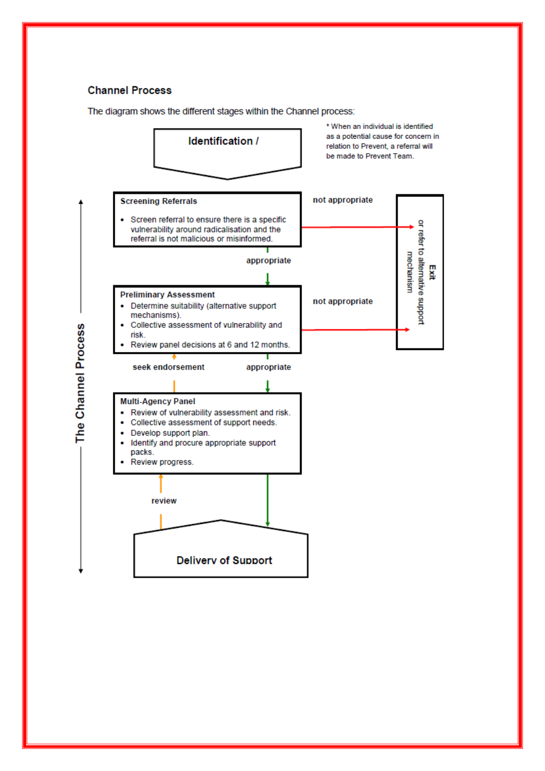## Channel Process

The diagram shows the different stages within the Channel process:

Identification /

\* When an individual is identified as a potential cause for concern in relation to Prevent, a referral will be made to Prevent Team.

**Screening Referrals**

- Screen referral to ensure there is a specific vulnerability around radicalisation and the referral is not malicious or misinformed.

not appropriate

appropriate

**Preliminary Assessment**

- Determine suitability (alternative support mechanisms).
- Collective assessment of vulnerability and risk.
- Review panel decisions at 6 and 12 months.

not appropriate

seek endorsement

appropriate

**Multi-Agency Panel**

- Review of vulnerability assessment and risk.
- Collective assessment of support needs.
- Develop support plan.
- Identify and procure appropriate support packs.
- Review progress.

review

Delivery of Support

**Exit** or refer to alternative support mechanism

The Channel Process